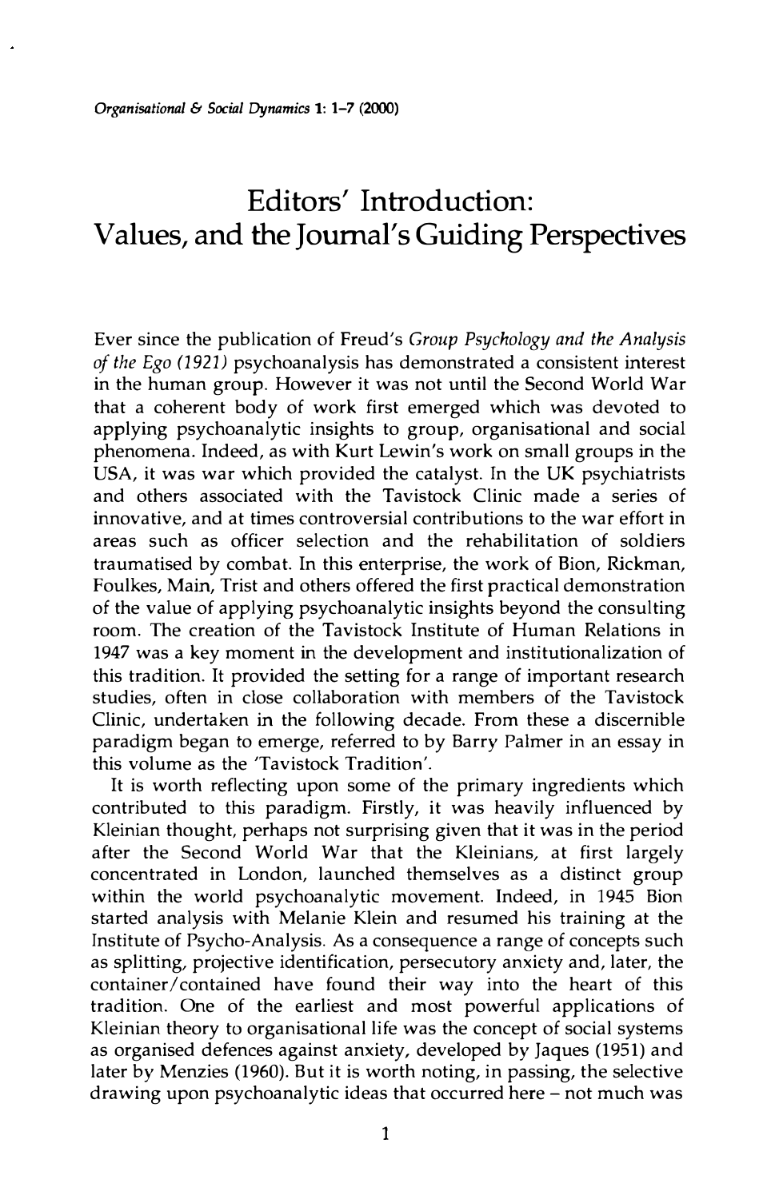# Editors' Introduction: Values, and the Journal's Guiding Perspectives

Ever since the publication of Freud's *Group Psychology and the Analysis of the Ego (1921)* psychoanalysis has demonstrated a consistent interest in the human group. However it was not until the Second World War that a coherent body of work first emerged which was devoted to applying psychoanalytic insights to group, organisational and social phenomena. Indeed, as with Kurt Lewin's work on small groups in the USA, it was war which provided the catalyst. In the UK psychiatrists and others associated with the Tavistock Clinic made a series of innovative, and at times controversial contributions to the war effort in areas such as officer selection and the rehabilitation of soldiers traumatised by combat. In this enterprise, the work of Bion, Rickman, Foulkes, Main, Trist and others offered the first practical demonstration of the value of applying psychoanalytic insights beyond the consulting room. The creation of the Tavistock Institute of Human Relations in 1947 was a key moment in the development and institutionalization of this tradition. It provided the setting for a range of important research studies, often in close collaboration with members of the Tavistock Clinic, undertaken in the following decade. From these a discernible paradigm began to emerge, referred to by Barry Palmer in an essay in this volume as the 'Tavistock Tradition'.

It is worth reflecting upon some of the primary ingredients which contributed to this paradigm. Firstly, it was heavily influenced by Kleinian thought, perhaps not surprising given that it was in the period after the Second World War that the Kleinians, at first largely concentrated in London, launched themselves as a distinct group within the world psychoanalytic movement. Indeed, in 1945 Bion started analysis with Melanie Klein and resumed his training at the Institute of Psycho-Analysis. As a consequence a range of concepts such as splitting, projective identification, persecutory anxiety and, later, the container/contained have found their way into the heart of this tradition. One of the earliest and most powerful applications of Kleinian theory to organisational life was the concept of social systems as organised defences against anxiety, developed by Jaques (1951) and later by Menzies (1960). But it is worth noting, in passing, the selective drawing upon psychoanalytic ideas that occurred here – not much was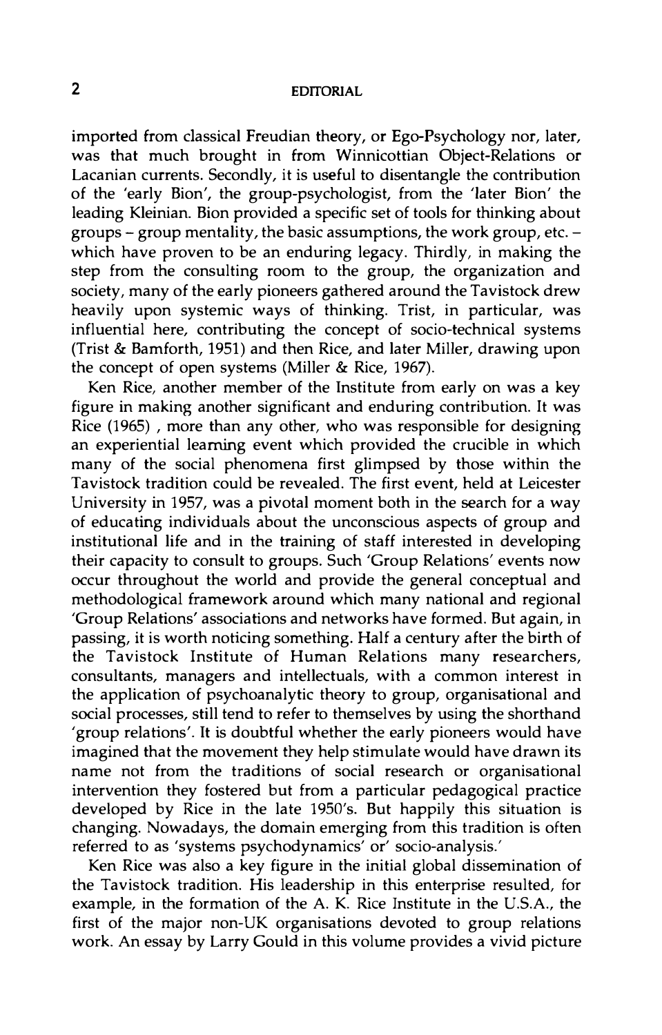imported from classical Freudian theory, or Ego-Psychology nor, later, was that much brought in from Winnicottian Object-Relations or Lacanian currents. Secondly, it is useful to disentangle the contribution of the 'early Bion', the group-psychologist, from the 'later Bion' the leading Kleinian. Bion provided a specific set of tools for thinking about groups – group mentality, the basic assumptions, the work group, etc. – which have proven to be an enduring legacy. Thirdly, in making the step from the consulting room to the group, the organization and society, many of the early pioneers gathered around the Tavistock drew heavily upon systemic ways of thinking. Trist, in particular, was influential here, contributing the concept of socio-technical systems (Trist & Bamforth, 1951) and then Rice, and later Miller, drawing upon the concept of open systems (Miller & Rice, 1967).

Ken Rice, another member of the Institute from early on was a key figure in making another significant and enduring contribution. It was Rice (1965) , more than any other, who was responsible for designing an experiential learning event which provided the crucible in which many of the social phenomena first glimpsed by those within the Tavistock tradition could be revealed. The first event, held at Leicester University in 1957, was a pivotal moment both in the search for a way of educating individuals about the unconscious aspects of group and institutional life and in the training of staff interested in developing their capacity to consult to groups. Such 'Group Relations' events now occur throughout the world and provide the general conceptual and methodological framework around which many national and regional 'Group Relations' associations and networks have formed. But again, in passing, it is worth noticing something. Half a century after the birth of the Tavistock Institute of Human Relations many researchers, consultants, managers and intellectuals, with a common interest in the application of psychoanalytic theory to group, organisational and social processes, still tend to refer to themselves by using the shorthand 'group relations'. It is doubtful whether the early pioneers would have imagined that the movement they help stimulate would have drawn its name not from the traditions of social research or organisational intervention they fostered but from a particular pedagogical practice developed by Rice in the late 1950's. But happily this situation is changing. Nowadays, the domain emerging from this tradition is often referred to as 'systems psychodynamics' or' socio-analysis.'

Ken Rice was also a key figure in the initial global dissemination of the Tavistock tradition. His leadership in this enterprise resulted, for example, in the formation of the A. K. Rice Institute in the U.S.A., the first of the major non-UK organisations devoted to group relations work. An essay by Larry Gould in this volume provides a vivid picture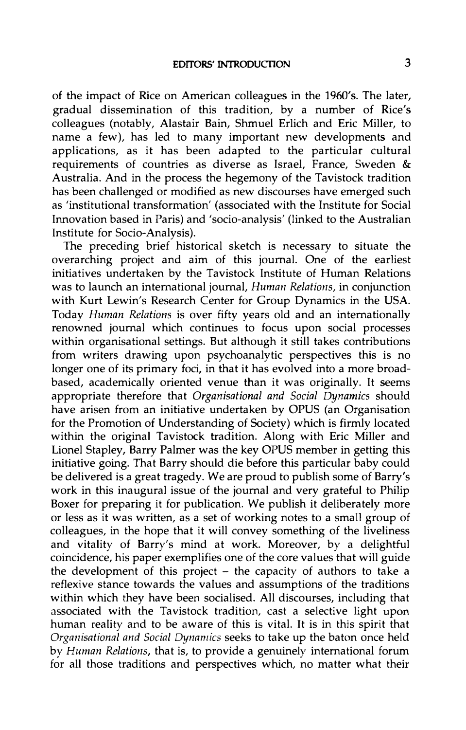of the impact of Rice on American colleagues in the 1960's. The later, gradual dissemination of this tradition, by a number of Rice's colleagues (notably, Alastair Bain, Shmuel Erlich and Eric Miller, to name a few), has led to many important new developments and applications, as it has been adapted to the particular cultural requirements of countries as diverse as Israel, France, Sweden & Australia. And in the process the hegemony of the Tavistock tradition has been challenged or modified as new discourses have emerged such as 'institutional transformation' (associated with the Institute for Social Innovation based in Paris) and 'socio-analysis' (linked to the Australian Institute for Socio-Analysis).

The preceding brief historical sketch is necessary to situate the overarching project and aim of this journal. One of the earliest initiatives undertaken by the Tavistock Institute of Human Relations was to launch an international journal, *Human Relations*, in conjunction with Kurt Lewin's Research Center for Group Dynamics in the USA. Today *Human Relations* is over fifty years old and an internationally renowned journal which continues to focus upon social processes within organisational settings. But although it still takes contributions from writers drawing upon psychoanalytic perspectives this is no longer one of its primary foci, in that it has evolved into a more broad-based, academically oriented venue than it was originally. It seems appropriate therefore that *Organisational and Social Dynamics* should have arisen from an initiative undertaken by OPUS (an Organisation for the Promotion of Understanding of Society) which is firmly located within the original Tavistock tradition. Along with Eric Miller and Lionel Stapley, Barry Palmer was the key OPUS member in getting this initiative going. That Barry should die before this particular baby could be delivered is a great tragedy. We are proud to publish some of Barry's work in this inaugural issue of the journal and very grateful to Philip Boxer for preparing it for publication. We publish it deliberately more or less as it was written, as a set of working notes to a small group of colleagues, in the hope that it will convey something of the liveliness and vitality of Barry's mind at work. Moreover, by a delightful coincidence, his paper exemplifies one of the core values that will guide the development of this project – the capacity of authors to take a reflexive stance towards the values and assumptions of the traditions within which they have been socialised. All discourses, including that associated with the Tavistock tradition, cast a selective light upon human reality and to be aware of this is vital. It is in this spirit that *Organisational and Social Dynamics* seeks to take up the baton once held by *Human Relations*, that is, to provide a genuinely international forum for all those traditions and perspectives which, no matter what their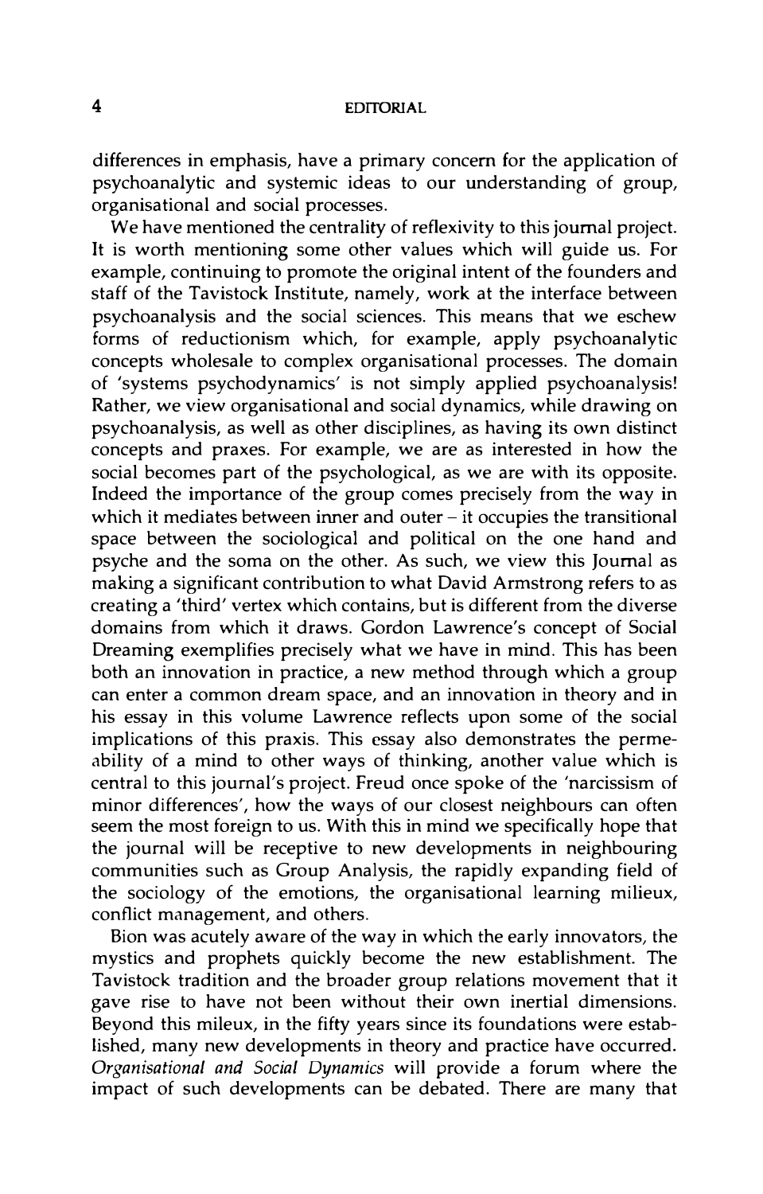differences in emphasis, have a primary concern for the application of psychoanalytic and systemic ideas to our understanding of group, organisational and social processes.

We have mentioned the centrality of reflexivity to this journal project. It is worth mentioning some other values which will guide us. For example, continuing to promote the original intent of the founders and staff of the Tavistock Institute, namely, work at the interface between psychoanalysis and the social sciences. This means that we eschew forms of reductionism which, for example, apply psychoanalytic concepts wholesale to complex organisational processes. The domain of 'systems psychodynamics' is not simply applied psychoanalysis! Rather, we view organisational and social dynamics, while drawing on psychoanalysis, as well as other disciplines, as having its own distinct concepts and praxes. For example, we are as interested in how the social becomes part of the psychological, as we are with its opposite. Indeed the importance of the group comes precisely from the way in which it mediates between inner and outer – it occupies the transitional space between the sociological and political on the one hand and psyche and the soma on the other. As such, we view this Journal as making a significant contribution to what David Armstrong refers to as creating a 'third' vertex which contains, but is different from the diverse domains from which it draws. Gordon Lawrence's concept of Social Dreaming exemplifies precisely what we have in mind. This has been both an innovation in practice, a new method through which a group can enter a common dream space, and an innovation in theory and in his essay in this volume Lawrence reflects upon some of the social implications of this praxis. This essay also demonstrates the permeability of a mind to other ways of thinking, another value which is central to this journal's project. Freud once spoke of the 'narcissism of minor differences', how the ways of our closest neighbours can often seem the most foreign to us. With this in mind we specifically hope that the journal will be receptive to new developments in neighbouring communities such as Group Analysis, the rapidly expanding field of the sociology of the emotions, the organisational learning milieux, conflict management, and others.

Bion was acutely aware of the way in which the early innovators, the mystics and prophets quickly become the new establishment. The Tavistock tradition and the broader group relations movement that it gave rise to have not been without their own inertial dimensions. Beyond this mileux, in the fifty years since its foundations were established, many new developments in theory and practice have occurred. *Organisational and Social Dynamics* will provide a forum where the impact of such developments can be debated. There are many that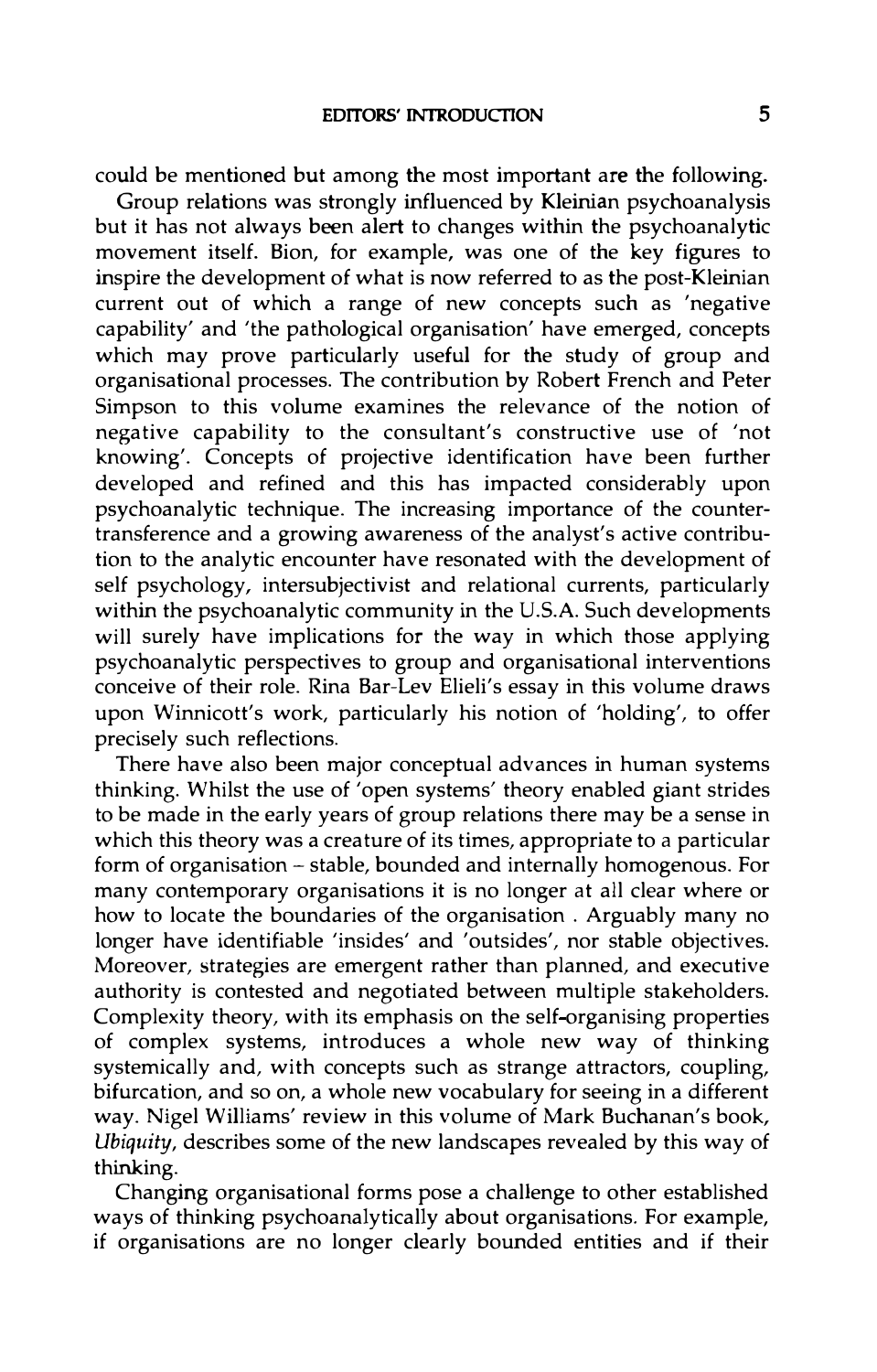could be mentioned but among the most important are the following.

Group relations was strongly influenced by Kleinian psychoanalysis but it has not always been alert to changes within the psychoanalytic movement itself. Bion, for example, was one of the key figures to inspire the development of what is now referred to as the post-Kleinian current out of which a range of new concepts such as 'negative capability' and 'the pathological organisation' have emerged, concepts which may prove particularly useful for the study of group and organisational processes. The contribution by Robert French and Peter Simpson to this volume examines the relevance of the notion of negative capability to the consultant's constructive use of 'not knowing'. Concepts of projective identification have been further developed and refined and this has impacted considerably upon psychoanalytic technique. The increasing importance of the counter-transference and a growing awareness of the analyst's active contribution to the analytic encounter have resonated with the development of self psychology, intersubjectivist and relational currents, particularly within the psychoanalytic community in the U.S.A. Such developments will surely have implications for the way in which those applying psychoanalytic perspectives to group and organisational interventions conceive of their role. Rina Bar-Lev Elieli's essay in this volume draws upon Winnicott's work, particularly his notion of 'holding', to offer precisely such reflections.

There have also been major conceptual advances in human systems thinking. Whilst the use of 'open systems' theory enabled giant strides to be made in the early years of group relations there may be a sense in which this theory was a creature of its times, appropriate to a particular form of organisation – stable, bounded and internally homogenous. For many contemporary organisations it is no longer at all clear where or how to locate the boundaries of the organisation . Arguably many no longer have identifiable 'insides' and 'outsides', nor stable objectives. Moreover, strategies are emergent rather than planned, and executive authority is contested and negotiated between multiple stakeholders. Complexity theory, with its emphasis on the self-organising properties of complex systems, introduces a whole new way of thinking systemically and, with concepts such as strange attractors, coupling, bifurcation, and so on, a whole new vocabulary for seeing in a different way. Nigel Williams' review in this volume of Mark Buchanan's book, *Ubiquity*, describes some of the new landscapes revealed by this way of thinking.

Changing organisational forms pose a challenge to other established ways of thinking psychoanalytically about organisations. For example, if organisations are no longer clearly bounded entities and if their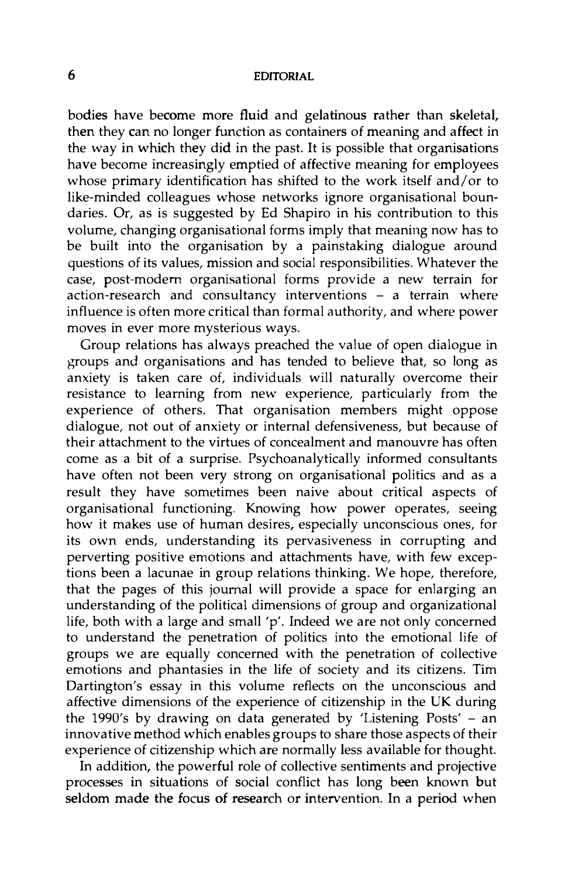bodies have become more fluid and gelatinous rather than skeletal, then they can no longer function as containers of meaning and affect in the way in which they did in the past. It is possible that organisations have become increasingly emptied of affective meaning for employees whose primary identification has shifted to the work itself and/or to like-minded colleagues whose networks ignore organisational boundaries. Or, as is suggested by Ed Shapiro in his contribution to this volume, changing organisational forms imply that meaning now has to be built into the organisation by a painstaking dialogue around questions of its values, mission and social responsibilities. Whatever the case, post-modern organisational forms provide a new terrain for action-research and consultancy interventions – a terrain where influence is often more critical than formal authority, and where power moves in ever more mysterious ways.

Group relations has always preached the value of open dialogue in groups and organisations and has tended to believe that, so long as anxiety is taken care of, individuals will naturally overcome their resistance to learning from new experience, particularly from the experience of others. That organisation members might oppose dialogue, not out of anxiety or internal defensiveness, but because of their attachment to the virtues of concealment and manouvre has often come as a bit of a surprise. Psychoanalytically informed consultants have often not been very strong on organisational politics and as a result they have sometimes been naive about critical aspects of organisational functioning. Knowing how power operates, seeing how it makes use of human desires, especially unconscious ones, for its own ends, understanding its pervasiveness in corrupting and perverting positive emotions and attachments have, with few exceptions been a lacunae in group relations thinking. We hope, therefore, that the pages of this journal will provide a space for enlarging an understanding of the political dimensions of group and organizational life, both with a large and small 'p'. Indeed we are not only concerned to understand the penetration of politics into the emotional life of groups we are equally concerned with the penetration of collective emotions and phantasies in the life of society and its citizens. Tim Dartington's essay in this volume reflects on the unconscious and affective dimensions of the experience of citizenship in the UK during the 1990's by drawing on data generated by 'Listening Posts' – an innovative method which enables groups to share those aspects of their experience of citizenship which are normally less available for thought.

In addition, the powerful role of collective sentiments and projective processes in situations of social conflict has long been known but seldom made the focus of research or intervention. In a period when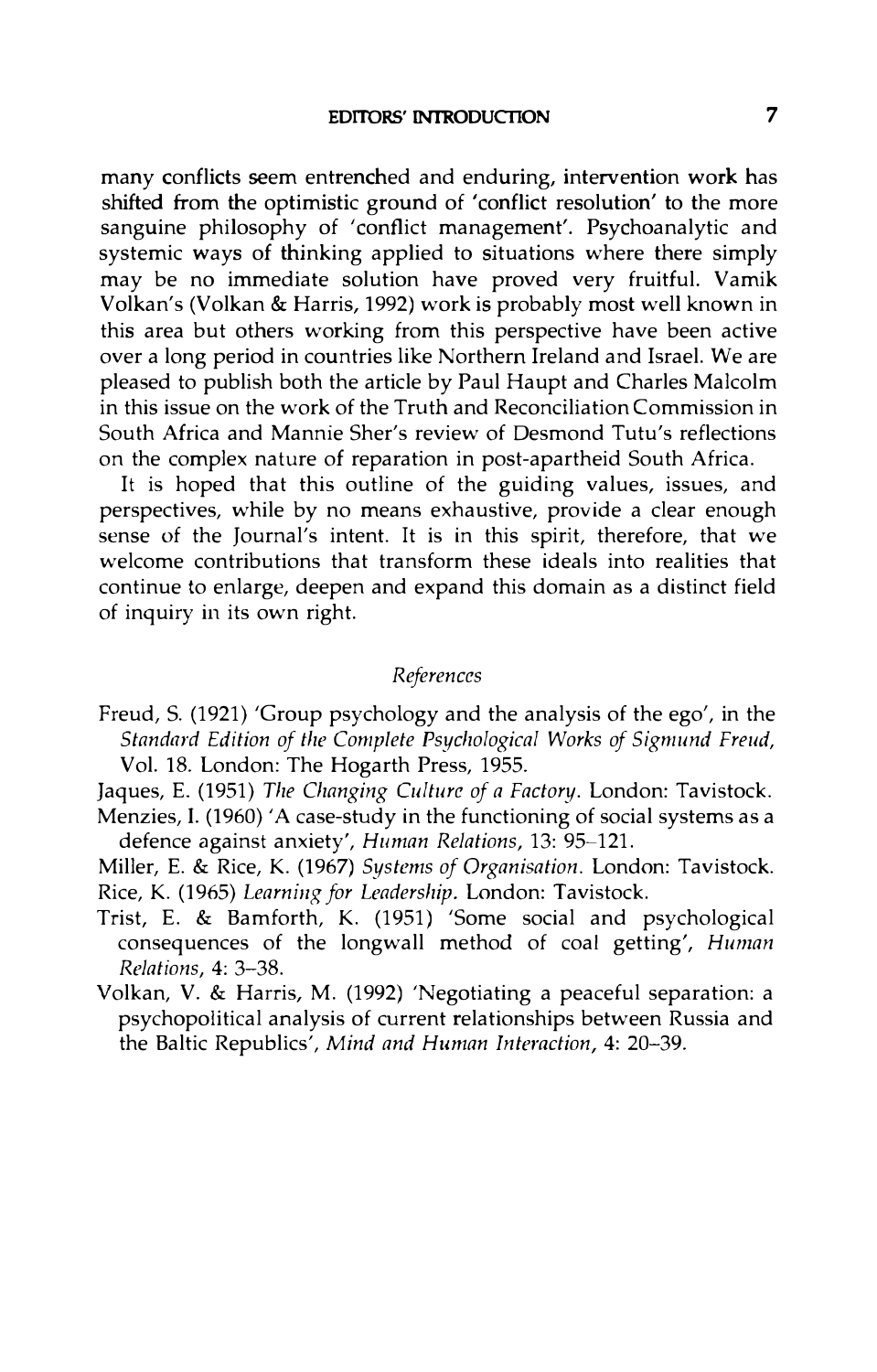many conflicts seem entrenched and enduring, intervention work has shifted from the optimistic ground of 'conflict resolution' to the more sanguine philosophy of 'conflict management'. Psychoanalytic and systemic ways of thinking applied to situations where there simply may be no immediate solution have proved very fruitful. Vamik Volkan's (Volkan & Harris, 1992) work is probably most well known in this area but others working from this perspective have been active over a long period in countries like Northern Ireland and Israel. We are pleased to publish both the article by Paul Haupt and Charles Malcolm in this issue on the work of the Truth and Reconciliation Commission in South Africa and Mannie Sher's review of Desmond Tutu's reflections on the complex nature of reparation in post-apartheid South Africa.

It is hoped that this outline of the guiding values, issues, and perspectives, while by no means exhaustive, provide a clear enough sense of the Journal's intent. It is in this spirit, therefore, that we welcome contributions that transform these ideals into realities that continue to enlarge, deepen and expand this domain as a distinct field of inquiry in its own right.

### *References*

Freud, S. (1921) 'Group psychology and the analysis of the ego', in the *Standard Edition of the Complete Psychological Works of Sigmund Freud*, Vol. 18. London: The Hogarth Press, 1955.

Jaques, E. (1951) *The Changing Culture of a Factory*. London: Tavistock.

Menzies, I. (1960) 'A case-study in the functioning of social systems as a defence against anxiety', *Human Relations*, 13: 95–121.

Miller, E. & Rice, K. (1967) *Systems of Organisation*. London: Tavistock.

Rice, K. (1965) *Learning for Leadership*. London: Tavistock.

Trist, E. & Bamforth, K. (1951) 'Some social and psychological consequences of the longwall method of coal getting', *Human Relations*, 4: 3–38.

Volkan, V. & Harris, M. (1992) 'Negotiating a peaceful separation: a psychopolitical analysis of current relationships between Russia and the Baltic Republics', *Mind and Human Interaction*, 4: 20–39.